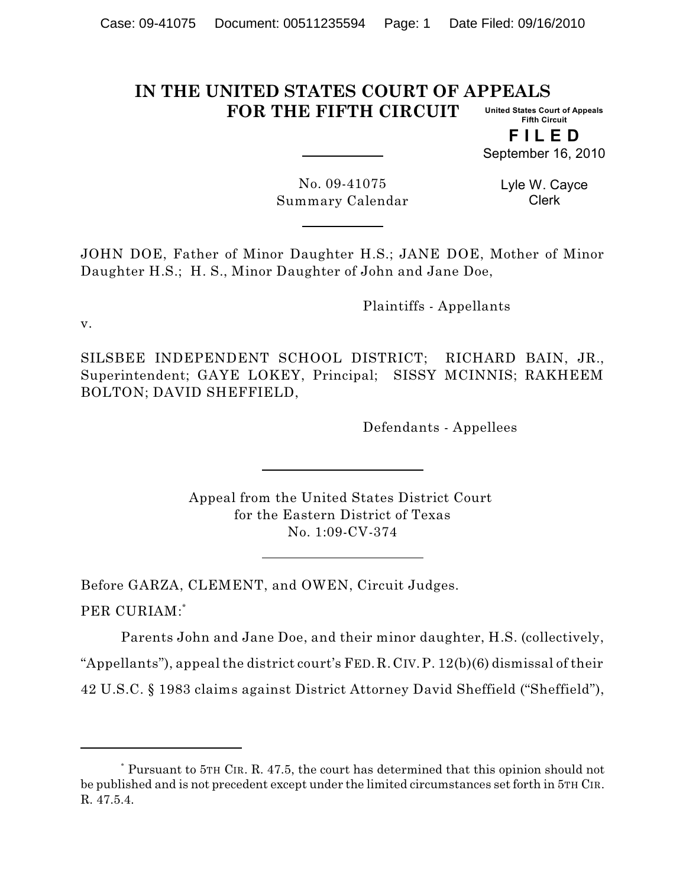# IN THE UNITED STATES COURT OF APPEALS FOR THE FIFTH CIRCUIT

United States Court of Appeals
Fifth Circuit

**F I L E D**

September 16, 2010

Lyle W. Cayce
Clerk

No. 09-41075
Summary Calendar

JOHN DOE, Father of Minor Daughter H.S.; JANE DOE, Mother of Minor Daughter H.S.; H. S., Minor Daughter of John and Jane Doe,

Plaintiffs - Appellants

v.

SILSBEE INDEPENDENT SCHOOL DISTRICT; RICHARD BAIN, JR., Superintendent; GAYE LOKEY, Principal; SISSY MCINNIS; RAKHEEM BOLTON; DAVID SHEFFIELD,

Defendants - Appellees

Appeal from the United States District Court
for the Eastern District of Texas
No. 1:09-CV-374

Before GARZA, CLEMENT, and OWEN, Circuit Judges.

PER CURIAM:[*]

Parents John and Jane Doe, and their minor daughter, H.S. (collectively, "Appellants"), appeal the district court's FED. R. CIV. P. 12(b)(6) dismissal of their 42 U.S.C. § 1983 claims against District Attorney David Sheffield ("Sheffield"),

[*] Pursuant to 5TH CIR. R. 47.5, the court has determined that this opinion should not be published and is not precedent except under the limited circumstances set forth in 5TH CIR. R. 47.5.4.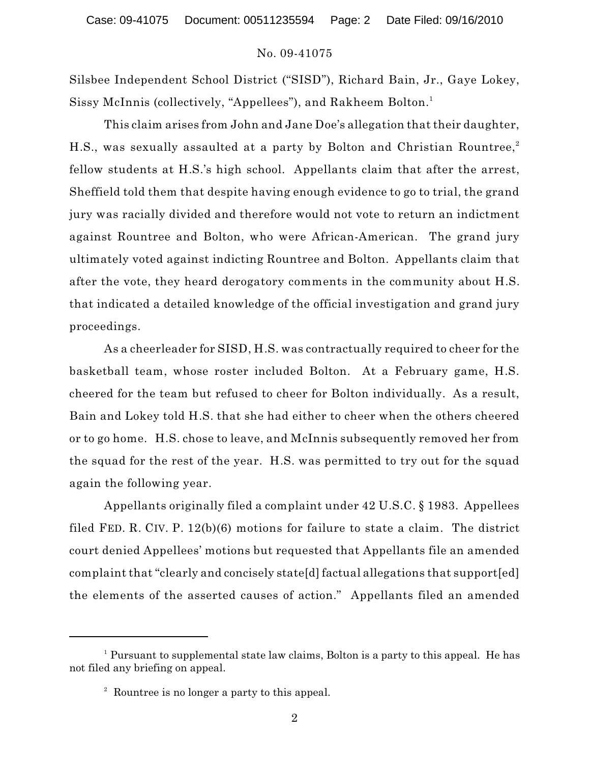Silsbee Independent School District ("SISD"), Richard Bain, Jr., Gaye Lokey, Sissy McInnis (collectively, "Appellees"), and Rakheem Bolton.[1]

This claim arises from John and Jane Doe's allegation that their daughter, H.S., was sexually assaulted at a party by Bolton and Christian Rountree,[2] fellow students at H.S.'s high school. Appellants claim that after the arrest, Sheffield told them that despite having enough evidence to go to trial, the grand jury was racially divided and therefore would not vote to return an indictment against Rountree and Bolton, who were African-American. The grand jury ultimately voted against indicting Rountree and Bolton. Appellants claim that after the vote, they heard derogatory comments in the community about H.S. that indicated a detailed knowledge of the official investigation and grand jury proceedings.

As a cheerleader for SISD, H.S. was contractually required to cheer for the basketball team, whose roster included Bolton. At a February game, H.S. cheered for the team but refused to cheer for Bolton individually. As a result, Bain and Lokey told H.S. that she had either to cheer when the others cheered or to go home. H.S. chose to leave, and McInnis subsequently removed her from the squad for the rest of the year. H.S. was permitted to try out for the squad again the following year.

Appellants originally filed a complaint under 42 U.S.C. § 1983. Appellees filed FED. R. CIV. P. 12(b)(6) motions for failure to state a claim. The district court denied Appellees' motions but requested that Appellants file an amended complaint that "clearly and concisely state[d] factual allegations that support[ed] the elements of the asserted causes of action." Appellants filed an amended

---

[1] Pursuant to supplemental state law claims, Bolton is a party to this appeal. He has not filed any briefing on appeal.

[2] Rountree is no longer a party to this appeal.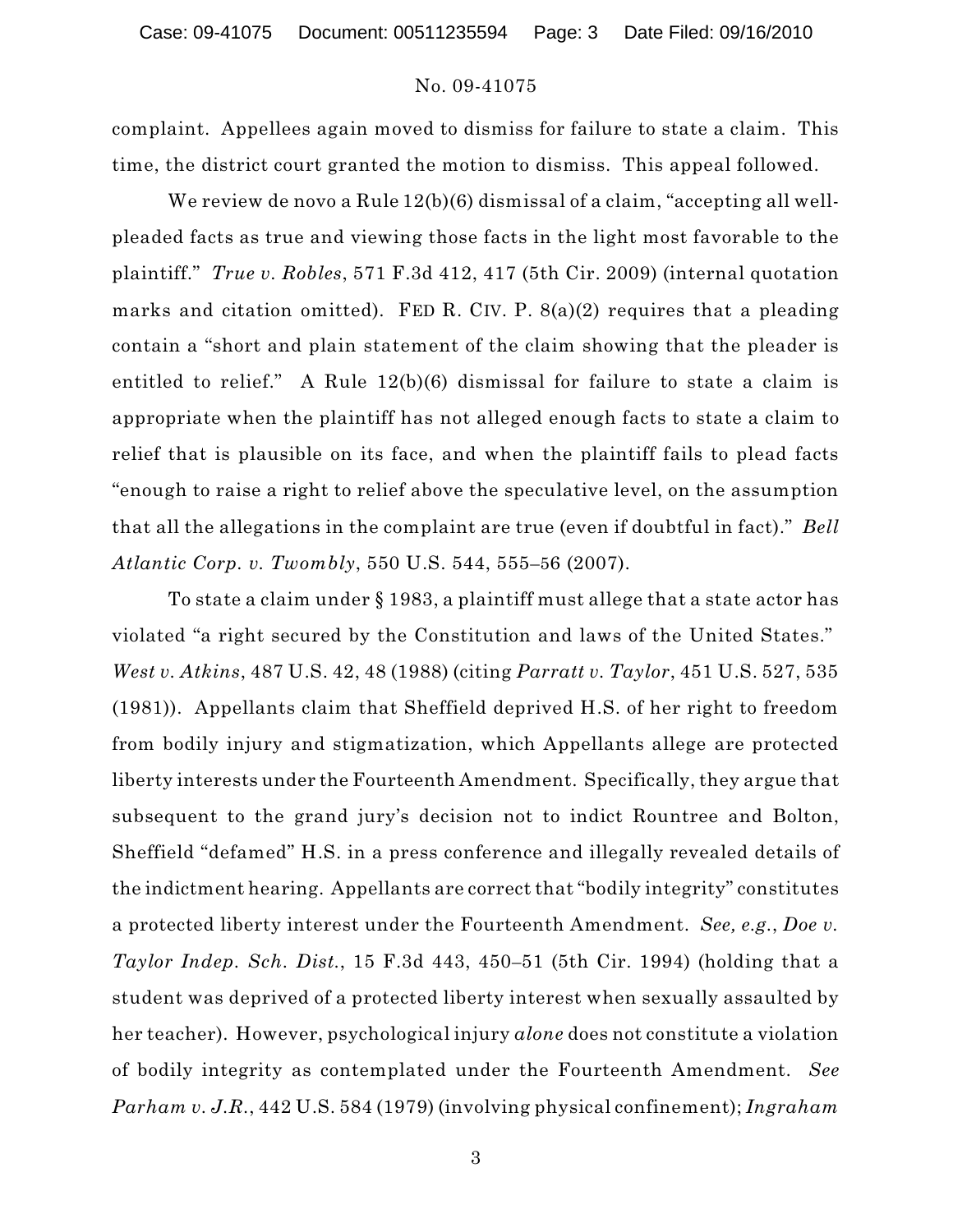complaint. Appellees again moved to dismiss for failure to state a claim. This time, the district court granted the motion to dismiss. This appeal followed.

We review de novo a Rule 12(b)(6) dismissal of a claim, "accepting all well-pleaded facts as true and viewing those facts in the light most favorable to the plaintiff." *True v. Robles*, 571 F.3d 412, 417 (5th Cir. 2009) (internal quotation marks and citation omitted). FED R. CIV. P. 8(a)(2) requires that a pleading contain a "short and plain statement of the claim showing that the pleader is entitled to relief." A Rule 12(b)(6) dismissal for failure to state a claim is appropriate when the plaintiff has not alleged enough facts to state a claim to relief that is plausible on its face, and when the plaintiff fails to plead facts "enough to raise a right to relief above the speculative level, on the assumption that all the allegations in the complaint are true (even if doubtful in fact)." *Bell Atlantic Corp. v. Twombly*, 550 U.S. 544, 555–56 (2007).

To state a claim under § 1983, a plaintiff must allege that a state actor has violated "a right secured by the Constitution and laws of the United States." *West v. Atkins*, 487 U.S. 42, 48 (1988) (citing *Parratt v. Taylor*, 451 U.S. 527, 535 (1981)). Appellants claim that Sheffield deprived H.S. of her right to freedom from bodily injury and stigmatization, which Appellants allege are protected liberty interests under the Fourteenth Amendment. Specifically, they argue that subsequent to the grand jury's decision not to indict Rountree and Bolton, Sheffield "defamed" H.S. in a press conference and illegally revealed details of the indictment hearing. Appellants are correct that "bodily integrity" constitutes a protected liberty interest under the Fourteenth Amendment. *See, e.g.*, *Doe v. Taylor Indep. Sch. Dist.*, 15 F.3d 443, 450–51 (5th Cir. 1994) (holding that a student was deprived of a protected liberty interest when sexually assaulted by her teacher). However, psychological injury *alone* does not constitute a violation of bodily integrity as contemplated under the Fourteenth Amendment. *See Parham v. J.R.*, 442 U.S. 584 (1979) (involving physical confinement); *Ingraham*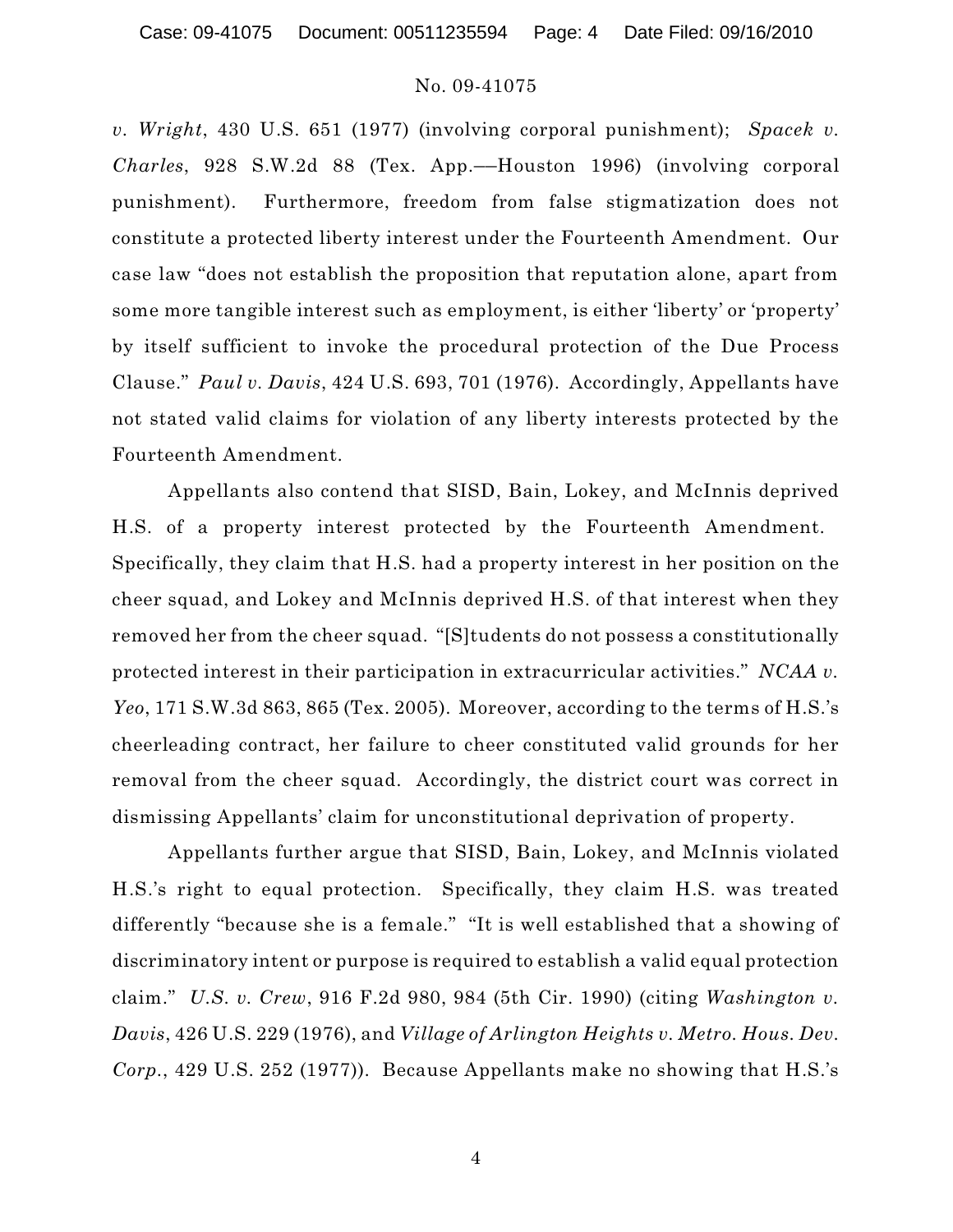*v. Wright*, 430 U.S. 651 (1977) (involving corporal punishment); *Spacek v. Charles*, 928 S.W.2d 88 (Tex. App.—Houston 1996) (involving corporal punishment). Furthermore, freedom from false stigmatization does not constitute a protected liberty interest under the Fourteenth Amendment. Our case law "does not establish the proposition that reputation alone, apart from some more tangible interest such as employment, is either 'liberty' or 'property' by itself sufficient to invoke the procedural protection of the Due Process Clause." *Paul v. Davis*, 424 U.S. 693, 701 (1976). Accordingly, Appellants have not stated valid claims for violation of any liberty interests protected by the Fourteenth Amendment.

Appellants also contend that SISD, Bain, Lokey, and McInnis deprived H.S. of a property interest protected by the Fourteenth Amendment. Specifically, they claim that H.S. had a property interest in her position on the cheer squad, and Lokey and McInnis deprived H.S. of that interest when they removed her from the cheer squad. "[S]tudents do not possess a constitutionally protected interest in their participation in extracurricular activities." *NCAA v. Yeo*, 171 S.W.3d 863, 865 (Tex. 2005). Moreover, according to the terms of H.S.'s cheerleading contract, her failure to cheer constituted valid grounds for her removal from the cheer squad. Accordingly, the district court was correct in dismissing Appellants' claim for unconstitutional deprivation of property.

Appellants further argue that SISD, Bain, Lokey, and McInnis violated H.S.'s right to equal protection. Specifically, they claim H.S. was treated differently "because she is a female." "It is well established that a showing of discriminatory intent or purpose is required to establish a valid equal protection claim." *U.S. v. Crew*, 916 F.2d 980, 984 (5th Cir. 1990) (citing *Washington v. Davis*, 426 U.S. 229 (1976), and *Village of Arlington Heights v. Metro. Hous. Dev. Corp.*, 429 U.S. 252 (1977)). Because Appellants make no showing that H.S.'s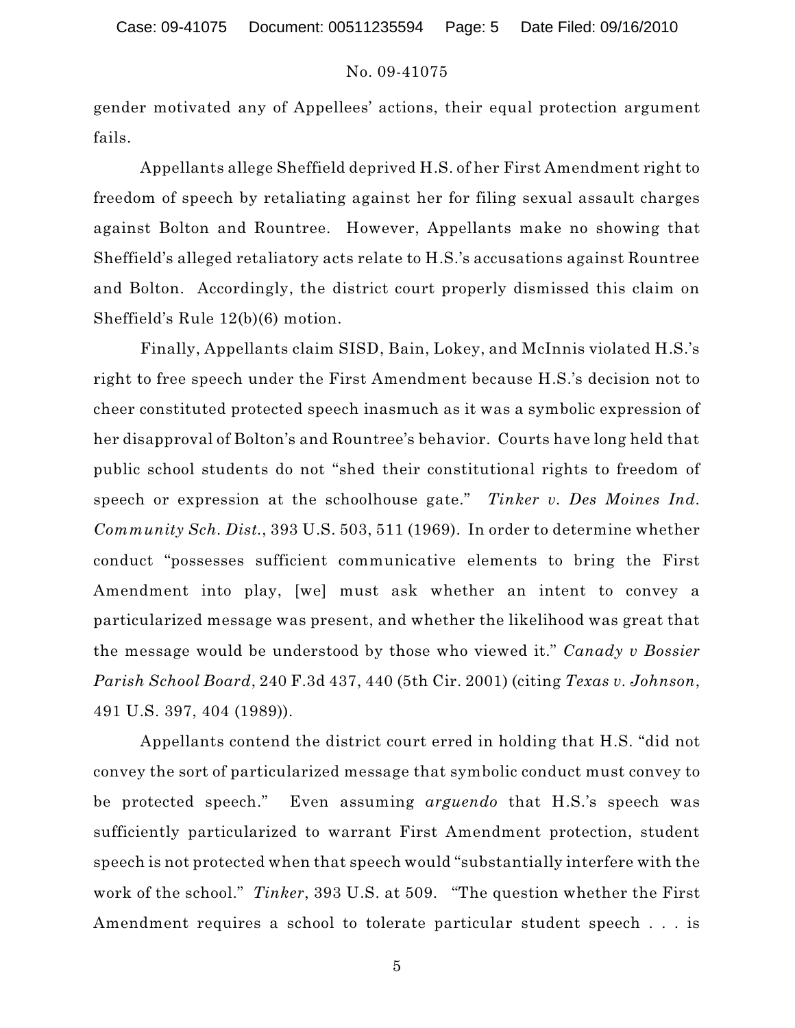gender motivated any of Appellees' actions, their equal protection argument fails.

Appellants allege Sheffield deprived H.S. of her First Amendment right to freedom of speech by retaliating against her for filing sexual assault charges against Bolton and Rountree. However, Appellants make no showing that Sheffield's alleged retaliatory acts relate to H.S.'s accusations against Rountree and Bolton. Accordingly, the district court properly dismissed this claim on Sheffield's Rule 12(b)(6) motion.

Finally, Appellants claim SISD, Bain, Lokey, and McInnis violated H.S.'s right to free speech under the First Amendment because H.S.'s decision not to cheer constituted protected speech inasmuch as it was a symbolic expression of her disapproval of Bolton's and Rountree's behavior. Courts have long held that public school students do not "shed their constitutional rights to freedom of speech or expression at the schoolhouse gate." *Tinker v. Des Moines Ind. Community Sch. Dist.*, 393 U.S. 503, 511 (1969). In order to determine whether conduct "possesses sufficient communicative elements to bring the First Amendment into play, [we] must ask whether an intent to convey a particularized message was present, and whether the likelihood was great that the message would be understood by those who viewed it." *Canady v Bossier Parish School Board*, 240 F.3d 437, 440 (5th Cir. 2001) (citing *Texas v. Johnson*, 491 U.S. 397, 404 (1989)).

Appellants contend the district court erred in holding that H.S. "did not convey the sort of particularized message that symbolic conduct must convey to be protected speech." Even assuming *arguendo* that H.S.'s speech was sufficiently particularized to warrant First Amendment protection, student speech is not protected when that speech would "substantially interfere with the work of the school." *Tinker*, 393 U.S. at 509. "The question whether the First Amendment requires a school to tolerate particular student speech . . . is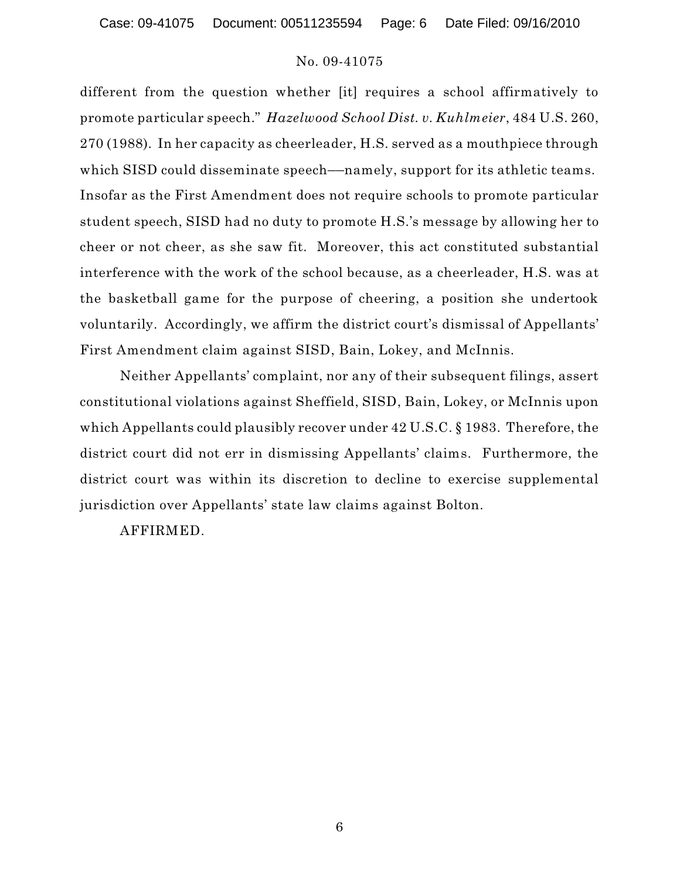different from the question whether [it] requires a school affirmatively to promote particular speech." *Hazelwood School Dist. v. Kuhlmeier*, 484 U.S. 260, 270 (1988). In her capacity as cheerleader, H.S. served as a mouthpiece through which SISD could disseminate speech—namely, support for its athletic teams. Insofar as the First Amendment does not require schools to promote particular student speech, SISD had no duty to promote H.S.'s message by allowing her to cheer or not cheer, as she saw fit. Moreover, this act constituted substantial interference with the work of the school because, as a cheerleader, H.S. was at the basketball game for the purpose of cheering, a position she undertook voluntarily. Accordingly, we affirm the district court's dismissal of Appellants' First Amendment claim against SISD, Bain, Lokey, and McInnis.

Neither Appellants' complaint, nor any of their subsequent filings, assert constitutional violations against Sheffield, SISD, Bain, Lokey, or McInnis upon which Appellants could plausibly recover under 42 U.S.C. § 1983. Therefore, the district court did not err in dismissing Appellants' claims. Furthermore, the district court was within its discretion to decline to exercise supplemental jurisdiction over Appellants' state law claims against Bolton.

AFFIRMED.